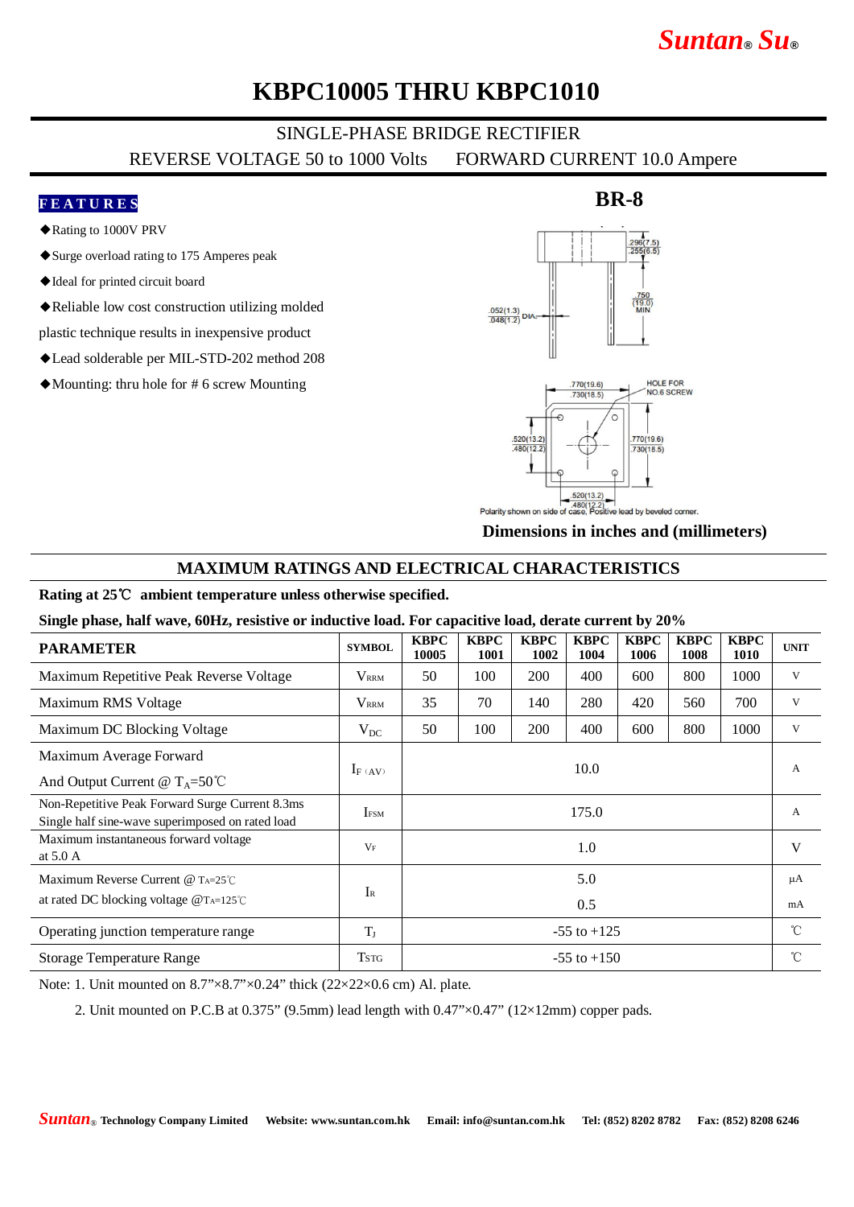# KBPC10005 THRU KBPC1010

SINGLE-PHASE BRIDGE RECTIFIER

REVERSE VOLTAGE 50 to 1000 Volts FORWARD CURRENT 10.0 Ampere

**FEATURES**

- ◆Rating to 1000V PRV
- ◆Surge overload rating to 175 Amperes peak
- ◆Ideal for printed circuit board
- ◆Reliable low cost construction utilizing molded plastic technique results in inexpensive product
- ◆Lead solderable per MIL-STD-202 method 208
- ◆Mounting: thru hole for # 6 screw Mounting

**BR-8**

.296(7.5)
.255(6.5)

.750
(19.0)
MIN

.052(1.3)
.048(1.2) DIA.

.770(19.6)
.730(18.5)

HOLE FOR
NO.6 SCREW

.520(13.2)
.480(12.2)

.770(19.6)
.730(18.5)

.520(13.2)
.480(12.2)

Polarity shown on side of case, Positive lead by beveled corner.

**Dimensions in inches and (millimeters)**

## MAXIMUM RATINGS AND ELECTRICAL CHARACTERISTICS

**Rating at 25℃ ambient temperature unless otherwise specified.**

**Single phase, half wave, 60Hz, resistive or inductive load. For capacitive load, derate current by 20%**

| PARAMETER | SYMBOL | KBPC 10005 | KBPC 1001 | KBPC 1002 | KBPC 1004 | KBPC 1006 | KBPC 1008 | KBPC 1010 | UNIT |
|---|---|---|---|---|---|---|---|---|---|
| Maximum Repetitive Peak Reverse Voltage | $V_{RRM}$ | 50 | 100 | 200 | 400 | 600 | 800 | 1000 | V |
| Maximum RMS Voltage | $V_{RRM}$ | 35 | 70 | 140 | 280 | 420 | 560 | 700 | V |
| Maximum DC Blocking Voltage | $V_{DC}$ | 50 | 100 | 200 | 400 | 600 | 800 | 1000 | V |
| Maximum Average Forward And Output Current @ $T_A$=50℃ | $I_{F(AV)}$ | 10.0 | | | | | | | A |
| Non-Repetitive Peak Forward Surge Current 8.3ms Single half sine-wave superimposed on rated load | $I_{FSM}$ | 175.0 | | | | | | | A |
| Maximum instantaneous forward voltage at 5.0 A | $V_F$ | 1.0 | | | | | | | V |
| Maximum Reverse Current @ $T_A$=25℃ | $I_R$ | 5.0 | | | | | | | μA |
| at rated DC blocking voltage @$T_A$=125℃ | | 0.5 | | | | | | | mA |
| Operating junction temperature range | $T_J$ | -55 to +125 | | | | | | | ℃ |
| Storage Temperature Range | $T_{STG}$ | -55 to +150 | | | | | | | ℃ |

Note: 1. Unit mounted on 8.7”×8.7”×0.24” thick (22×22×0.6 cm) Al. plate.

2. Unit mounted on P.C.B at 0.375” (9.5mm) lead length with 0.47”×0.47” (12×12mm) copper pads.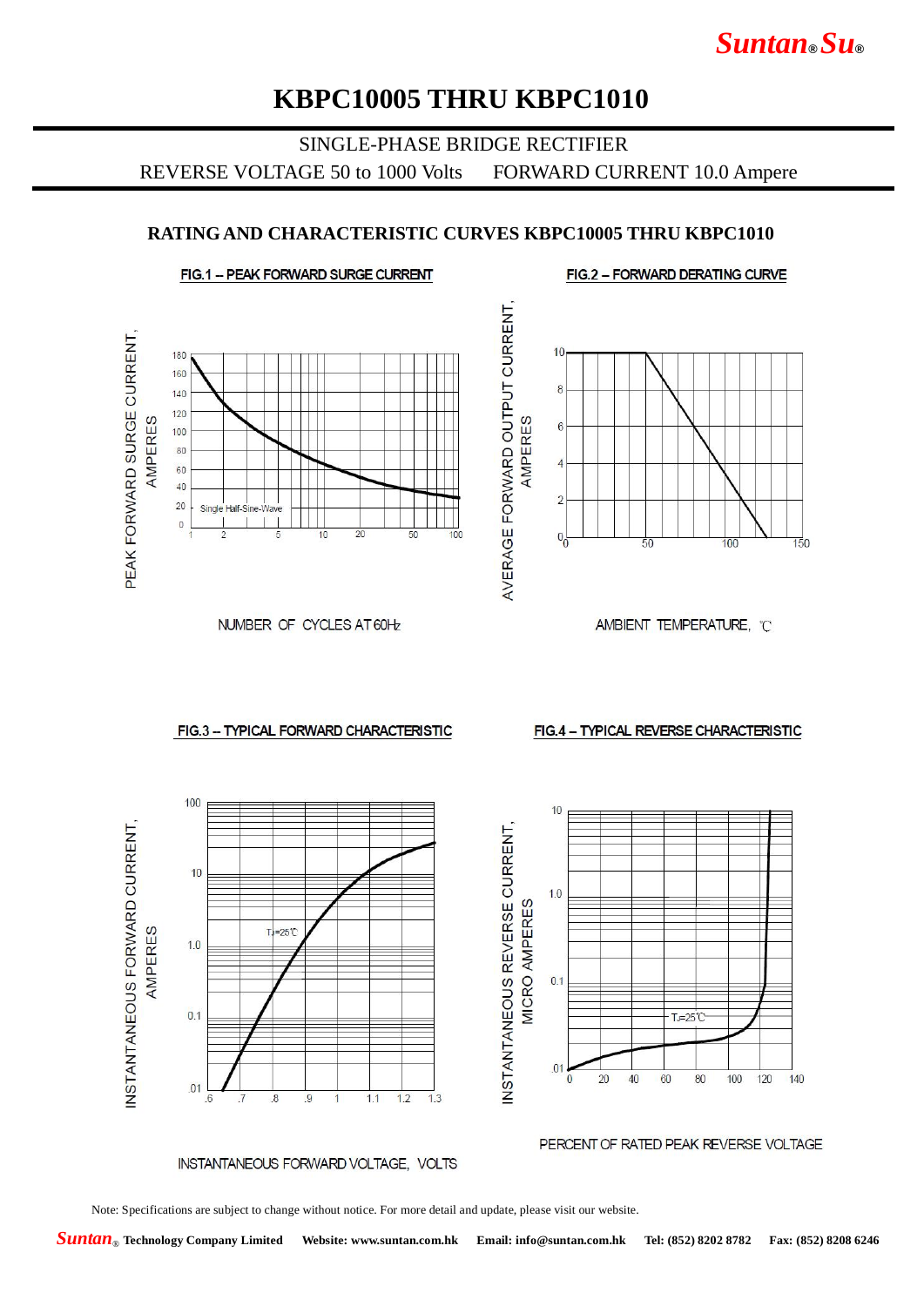# KBPC10005 THRU KBPC1010

SINGLE-PHASE BRIDGE RECTIFIER

REVERSE VOLTAGE 50 to 1000 Volts FORWARD CURRENT 10.0 Ampere

## RATING AND CHARACTERISTIC CURVES KBPC10005 THRU KBPC1010

FIG.1 – PEAK FORWARD SURGE CURRENT

PEAK FORWARD SURGE CURRENT, AMPERES

180
160
140
120
100
80
60
40
20
0

Single Half-Sine-Wave

1 2 5 10 20 50 100

NUMBER OF CYCLES AT 60Hz

FIG.2 – FORWARD DERATING CURVE

AVERAGE FORWARD OUTPUT CURRENT, AMPERES

10
8
6
4
2
0

0 50 100 150

AMBIENT TEMPERATURE, ℃

FIG.3 – TYPICAL FORWARD CHARACTERISTIC

INSTANTANEOUS FORWARD CURRENT, AMPERES

100
10
1.0
0.1
.01

$T_J$=25℃

.6 .7 .8 .9 1 1.1 1.2 1.3

INSTANTANEOUS FORWARD VOLTAGE, VOLTS

FIG.4 – TYPICAL REVERSE CHARACTERISTIC

INSTANTANEOUS REVERSE CURRENT, MICRO AMPERES

10
1.0
0.1
.01

$T_J$=25℃

0 20 40 60 80 100 120 140

PERCENT OF RATED PEAK REVERSE VOLTAGE

Note: Specifications are subject to change without notice. For more detail and update, please visit our website.

**Suntan® Technology Company Limited Website: www.suntan.com.hk Email: info@suntan.com.hk Tel: (852) 8202 8782 Fax: (852) 8208 6246**